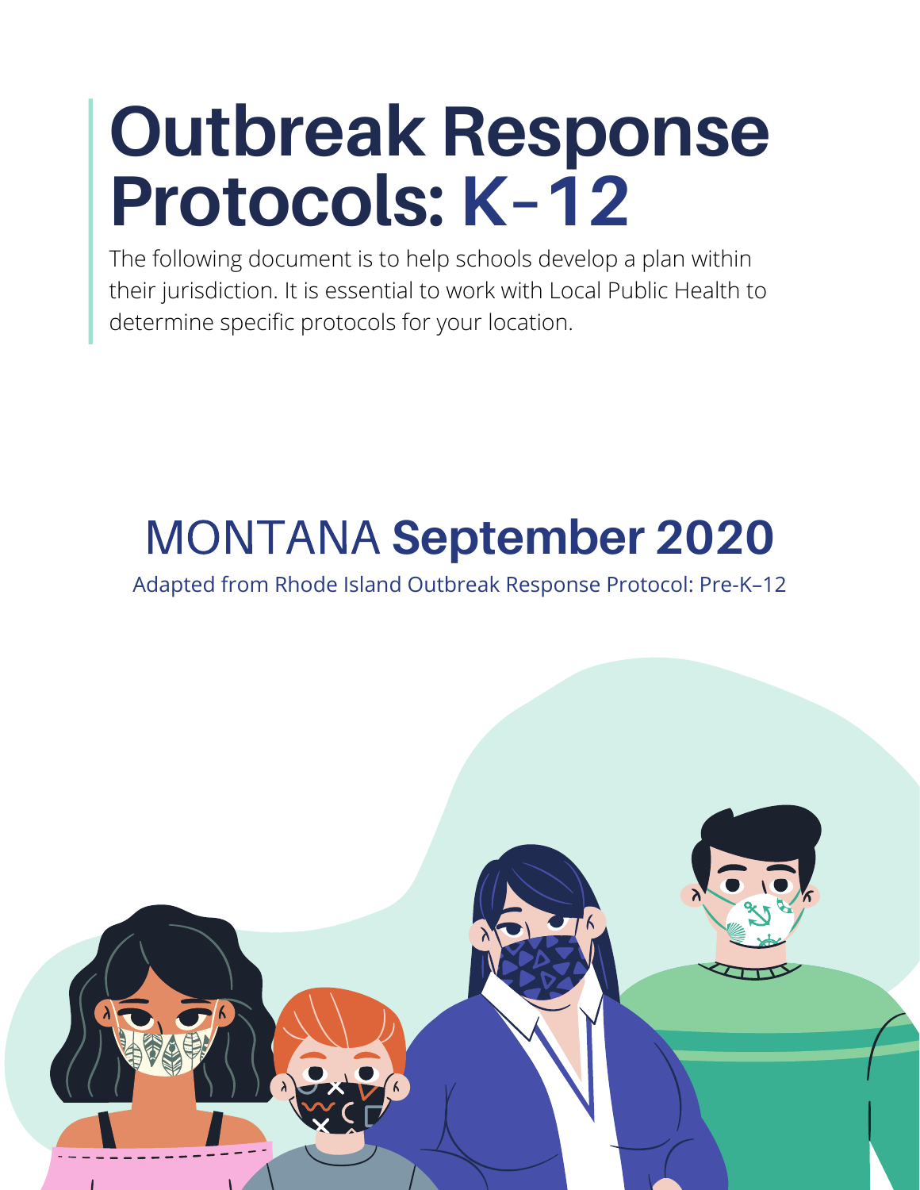# Outbreak Response Protocols: K-12

The following document is to help schools develop a plan within their jurisdiction. It is essential to work with Local Public Health to determine specific protocols for your location.

## MONTANA **September 2020**

Adapted from Rhode Island Outbreak Response Protocol: Pre-K–12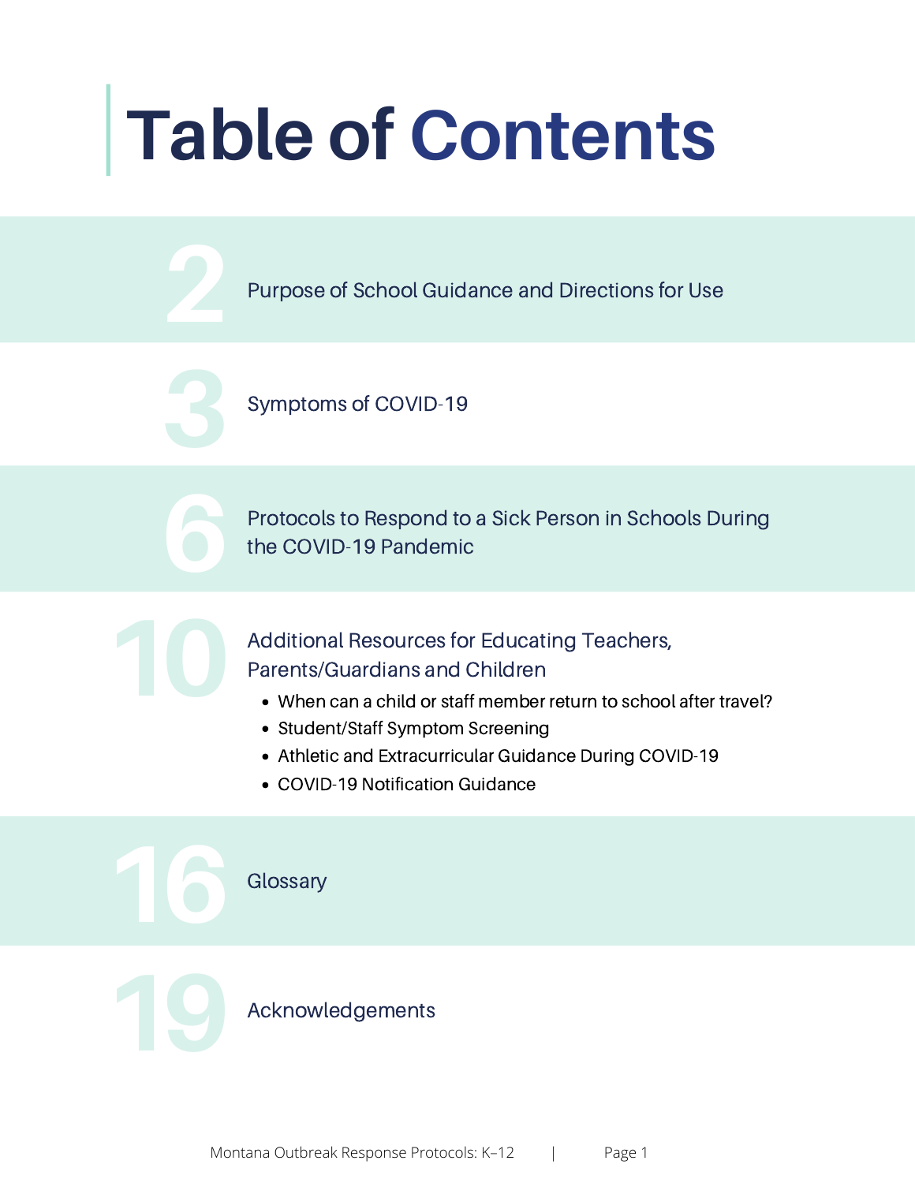# Table of Contents

| Page | Section |
| --- | --- |
| 2 | Purpose of School Guidance and Directions for Use |
| 3 | Symptoms of COVID-19 |
| 6 | Protocols to Respond to a Sick Person in Schools During the COVID-19 Pandemic |
| 10 | Additional Resources for Educating Teachers, Parents/Guardians and Children |
| 16 | Glossary |
| 19 | Acknowledgements |

Additional Resources for Educating Teachers, Parents/Guardians and Children (page 10) includes:

- When can a child or staff member return to school after travel?
- Student/Staff Symptom Screening
- Athletic and Extracurricular Guidance During COVID-19
- COVID-19 Notification Guidance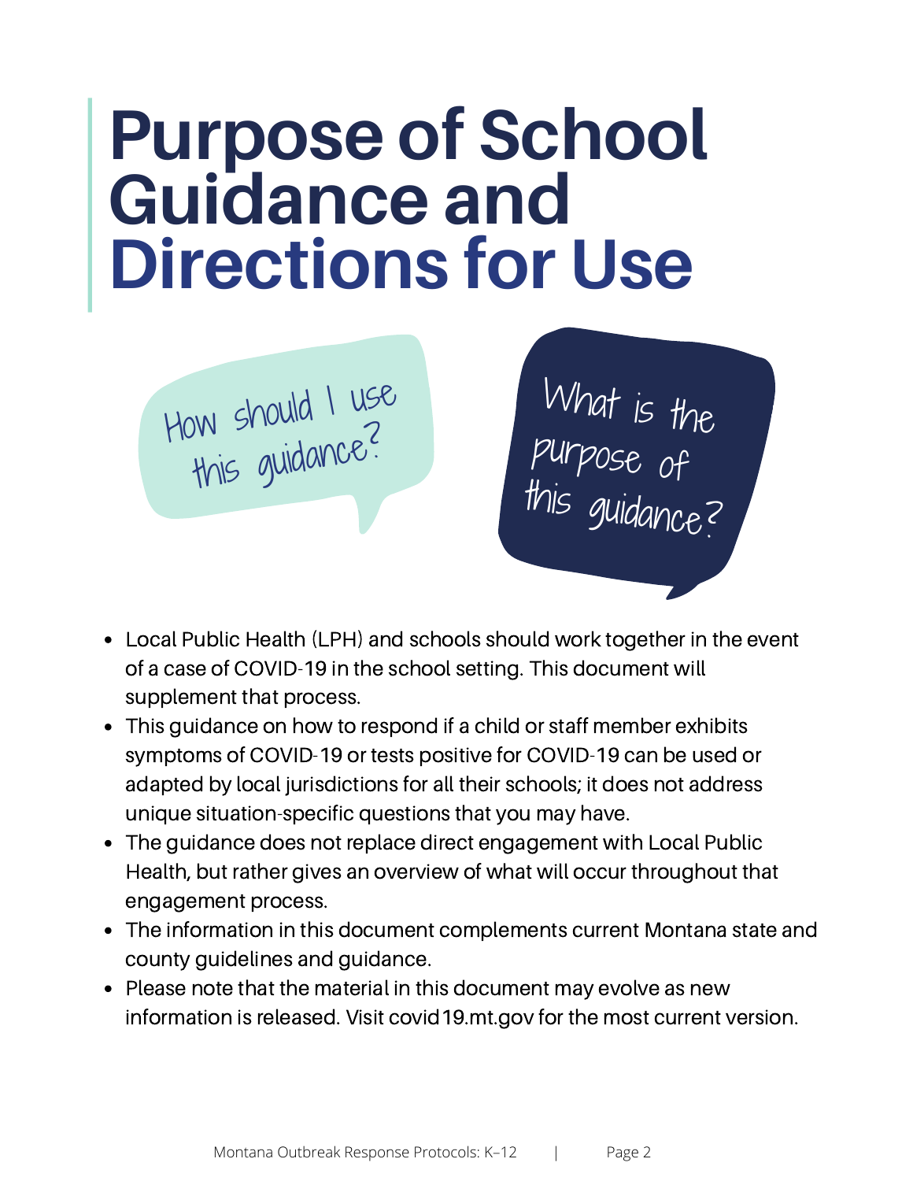# Purpose of School Guidance and Directions for Use

How should I use this guidance?

What is the purpose of this guidance?

- Local Public Health (LPH) and schools should work together in the event of a case of COVID-19 in the school setting. This document will supplement that process.
- This guidance on how to respond if a child or staff member exhibits symptoms of COVID-19 or tests positive for COVID-19 can be used or adapted by local jurisdictions for all their schools; it does not address unique situation-specific questions that you may have.
- The guidance does not replace direct engagement with Local Public Health, but rather gives an overview of what will occur throughout that engagement process.
- The information in this document complements current Montana state and county guidelines and guidance.
- Please note that the material in this document may evolve as new information is released. Visit covid19.mt.gov for the most current version.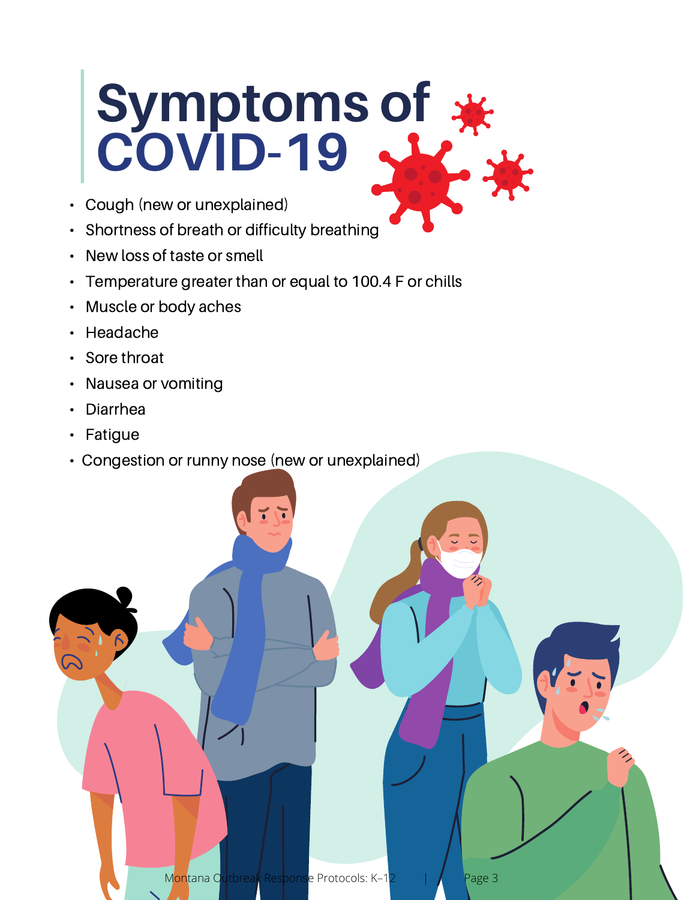# Symptoms of COVID-19

- Cough (new or unexplained)
- Shortness of breath or difficulty breathing
- New loss of taste or smell
- Temperature greater than or equal to 100.4 F or chills
- Muscle or body aches
- Headache
- Sore throat
- Nausea or vomiting
- Diarrhea
- Fatigue
- Congestion or runny nose (new or unexplained)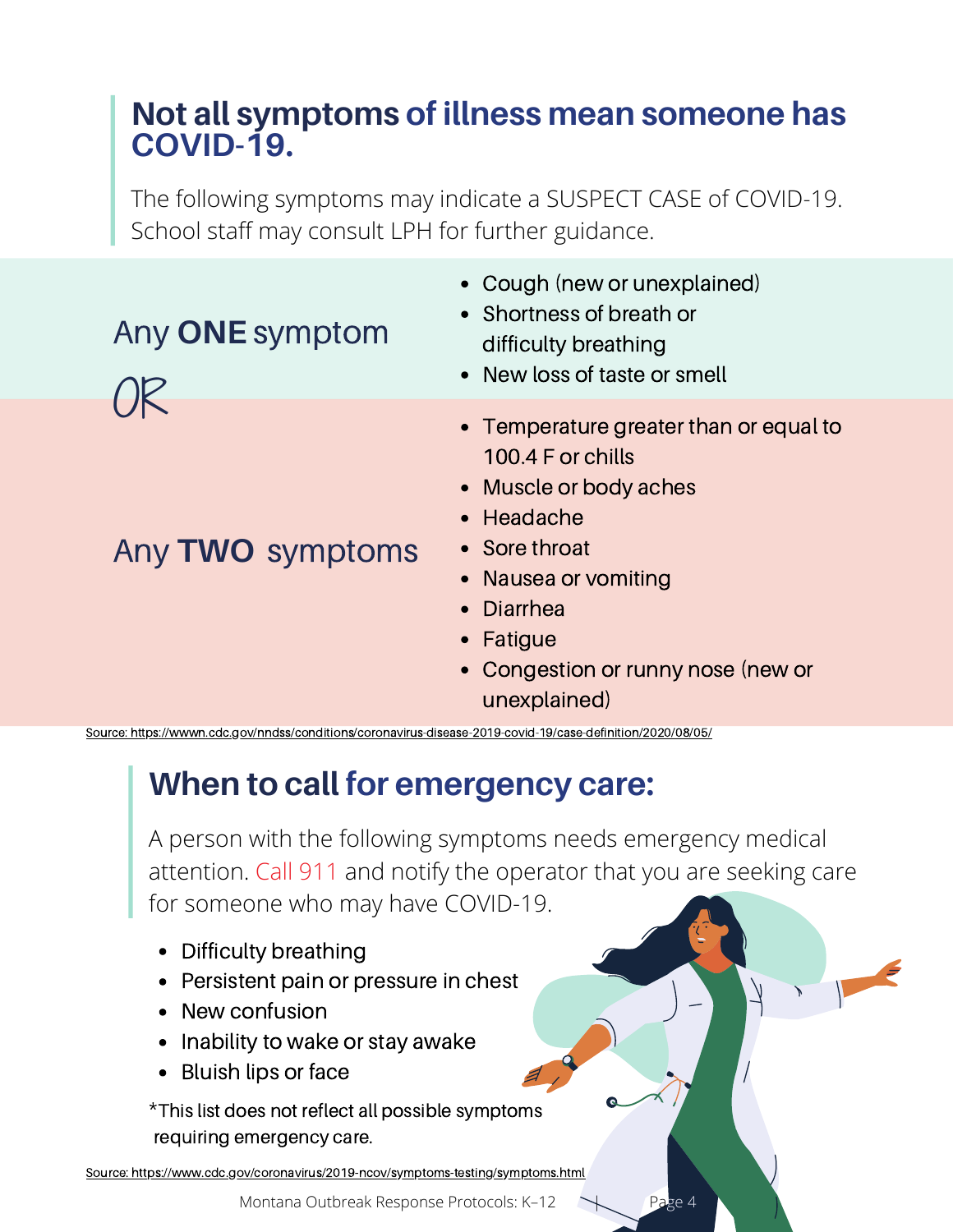## Not all symptoms of illness mean someone has COVID-19.

The following symptoms may indicate a SUSPECT CASE of COVID-19. School staff may consult LPH for further guidance.

Any **ONE** symptom

- Cough (new or unexplained)
- Shortness of breath or difficulty breathing
- New loss of taste or smell

OR

Any **TWO** symptoms

- Temperature greater than or equal to 100.4 F or chills
- Muscle or body aches
- Headache
- Sore throat
- Nausea or vomiting
- Diarrhea
- Fatigue
- Congestion or runny nose (new or unexplained)

Source: https://wwwn.cdc.gov/nndss/conditions/coronavirus-disease-2019-covid-19/case-definition/2020/08/05/

## When to call for emergency care:

A person with the following symptoms needs emergency medical attention. Call 911 and notify the operator that you are seeking care for someone who may have COVID-19.

- Difficulty breathing
- Persistent pain or pressure in chest
- New confusion
- Inability to wake or stay awake
- Bluish lips or face

*This list does not reflect all possible symptoms requiring emergency care.

Source: https://www.cdc.gov/coronavirus/2019-ncov/symptoms-testing/symptoms.html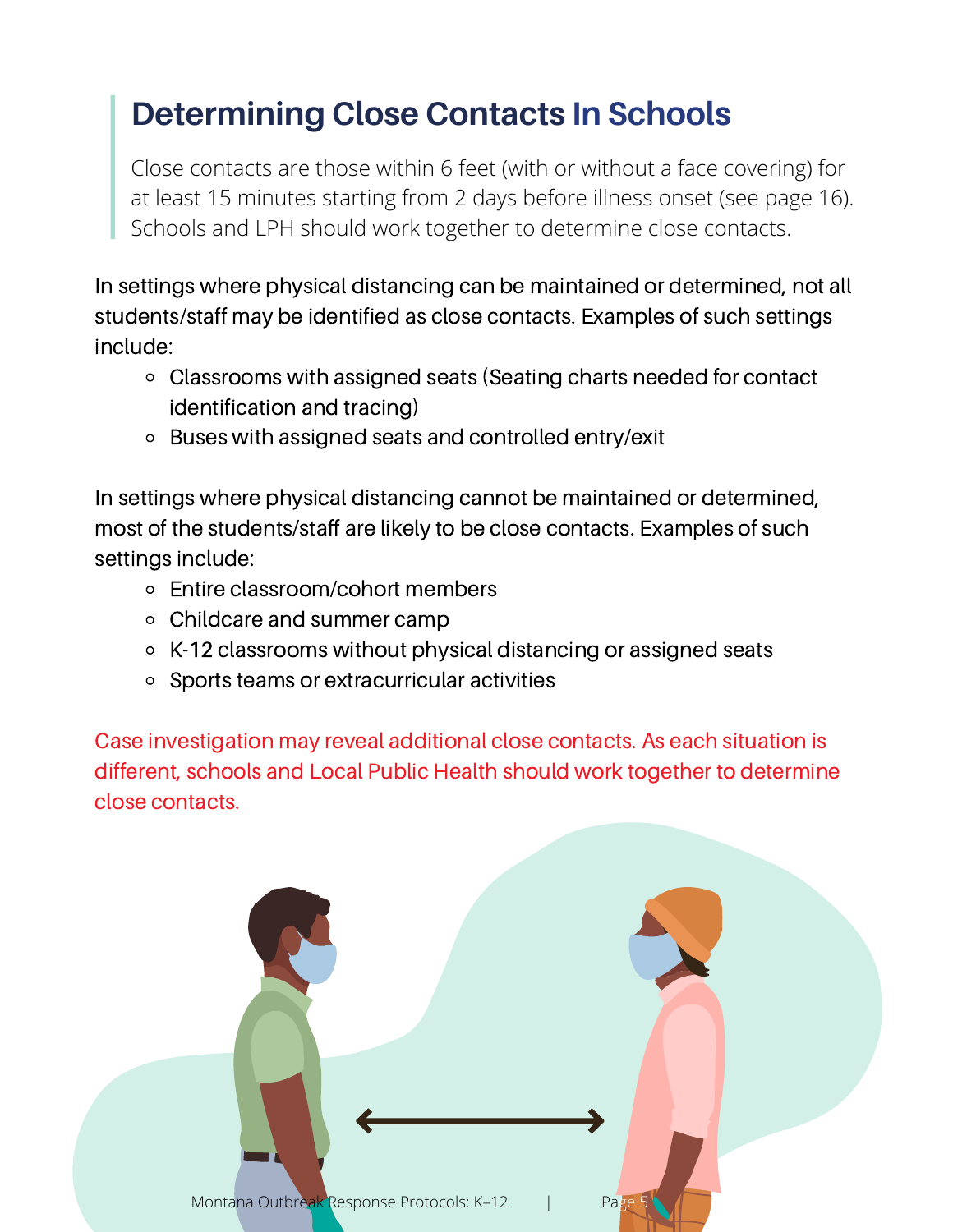## Determining Close Contacts In Schools

Close contacts are those within 6 feet (with or without a face covering) for at least 15 minutes starting from 2 days before illness onset (see page 16). Schools and LPH should work together to determine close contacts.

In settings where physical distancing can be maintained or determined, not all students/staff may be identified as close contacts. Examples of such settings include:

- Classrooms with assigned seats (Seating charts needed for contact identification and tracing)
- Buses with assigned seats and controlled entry/exit

In settings where physical distancing cannot be maintained or determined, most of the students/staff are likely to be close contacts. Examples of such settings include:

- Entire classroom/cohort members
- Childcare and summer camp
- K-12 classrooms without physical distancing or assigned seats
- Sports teams or extracurricular activities

Case investigation may reveal additional close contacts. As each situation is different, schools and Local Public Health should work together to determine close contacts.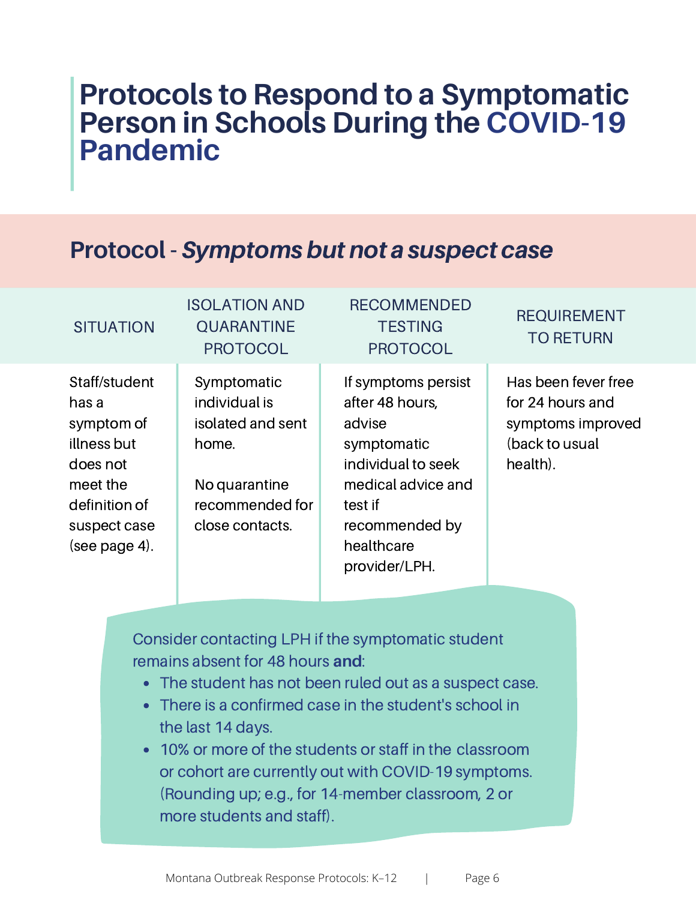# Protocols to Respond to a Symptomatic Person in Schools During the COVID-19 Pandemic

## Protocol - *Symptoms but not a suspect case*

| SITUATION | ISOLATION AND QUARANTINE PROTOCOL | RECOMMENDED TESTING PROTOCOL | REQUIREMENT TO RETURN |
|---|---|---|---|
| Staff/student has a symptom of illness but does not meet the definition of suspect case (see page 4). | Symptomatic individual is isolated and sent home.<br><br>No quarantine recommended for close contacts. | If symptoms persist after 48 hours, advise symptomatic individual to seek medical advice and test if recommended by healthcare provider/LPH. | Has been fever free for 24 hours and symptoms improved (back to usual health). |

Consider contacting LPH if the symptomatic student remains absent for 48 hours **and**:

- The student has not been ruled out as a suspect case.
- There is a confirmed case in the student's school in the last 14 days.
- 10% or more of the students or staff in the classroom or cohort are currently out with COVID-19 symptoms. (Rounding up; e.g., for 14-member classroom, 2 or more students and staff).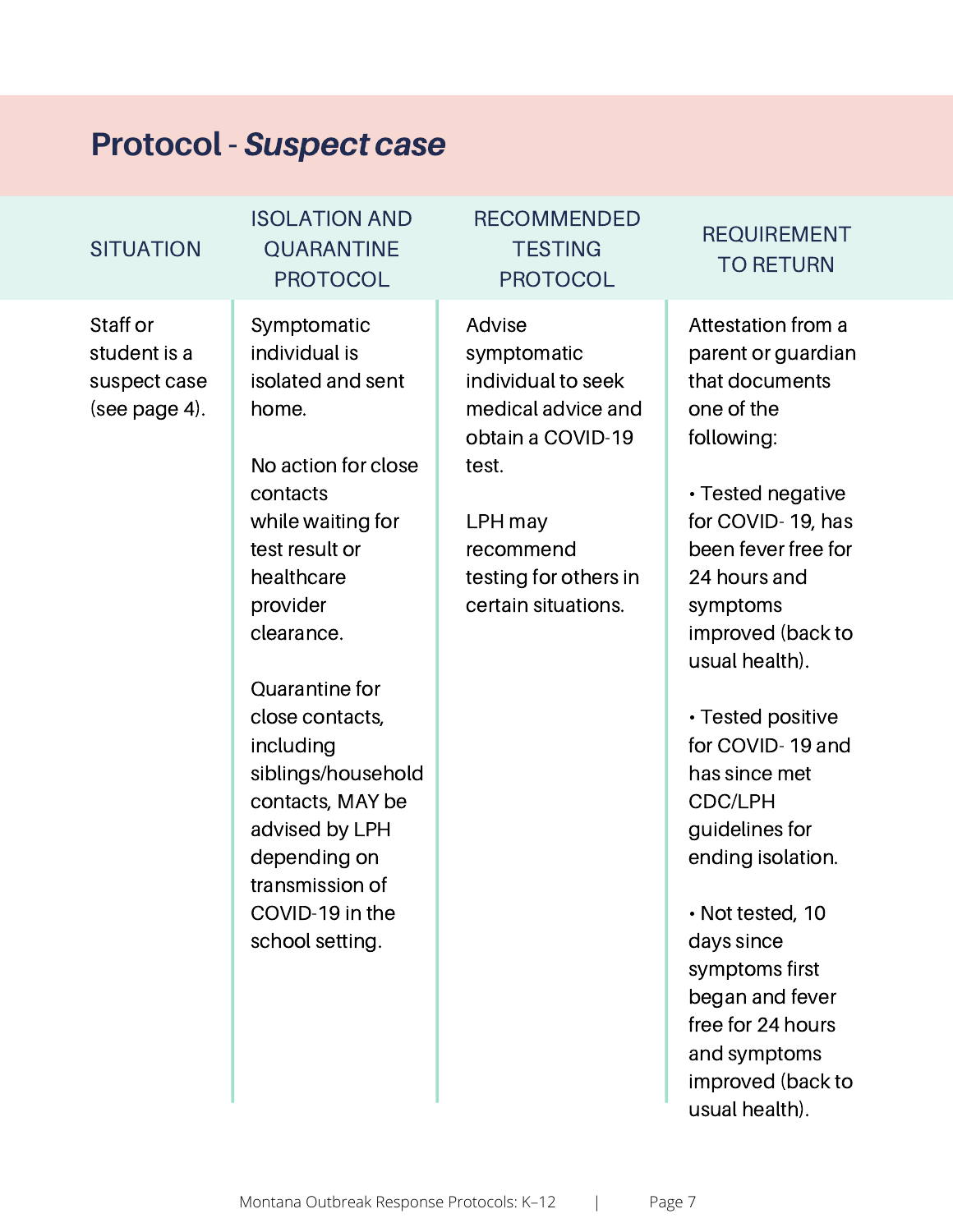# Protocol - *Suspect case*

| SITUATION | ISOLATION AND QUARANTINE PROTOCOL | RECOMMENDED TESTING PROTOCOL | REQUIREMENT TO RETURN |
|---|---|---|---|
| Staff or student is a suspect case (see page 4). | Symptomatic individual is isolated and sent home.<br><br>No action for close contacts while waiting for test result or healthcare provider clearance.<br><br>Quarantine for close contacts, including siblings/household contacts, MAY be advised by LPH depending on transmission of COVID-19 in the school setting. | Advise symptomatic individual to seek medical advice and obtain a COVID-19 test.<br><br>LPH may recommend testing for others in certain situations. | Attestation from a parent or guardian that documents one of the following:<br><br>• Tested negative for COVID- 19, has been fever free for 24 hours and symptoms improved (back to usual health).<br><br>• Tested positive for COVID- 19 and has since met CDC/LPH guidelines for ending isolation.<br><br>• Not tested, 10 days since symptoms first began and fever free for 24 hours and symptoms improved (back to usual health). |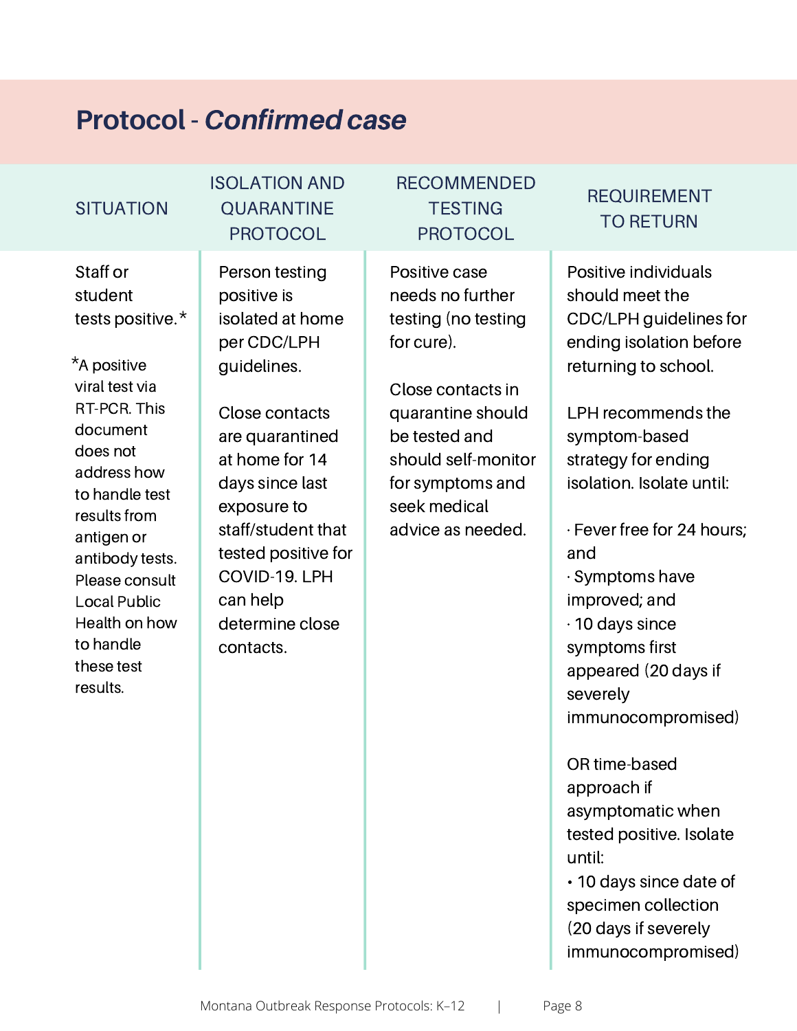## Protocol - *Confirmed case*

| SITUATION | ISOLATION AND QUARANTINE PROTOCOL | RECOMMENDED TESTING PROTOCOL | REQUIREMENT TO RETURN |
|---|---|---|---|
| Staff or student tests positive.*<br><br>*A positive viral test via RT-PCR. This document does not address how to handle test results from antigen or antibody tests. Please consult Local Public Health on how to handle these test results. | Person testing positive is isolated at home per CDC/LPH guidelines.<br><br>Close contacts are quarantined at home for 14 days since last exposure to staff/student that tested positive for COVID-19. LPH can help determine close contacts. | Positive case needs no further testing (no testing for cure).<br><br>Close contacts in quarantine should be tested and should self-monitor for symptoms and seek medical advice as needed. | Positive individuals should meet the CDC/LPH guidelines for ending isolation before returning to school.<br><br>LPH recommends the symptom-based strategy for ending isolation. Isolate until:<br><br>· Fever free for 24 hours; and<br>· Symptoms have improved; and<br>· 10 days since symptoms first appeared (20 days if severely immunocompromised)<br><br>OR time-based approach if asymptomatic when tested positive. Isolate until:<br>• 10 days since date of specimen collection (20 days if severely immunocompromised) |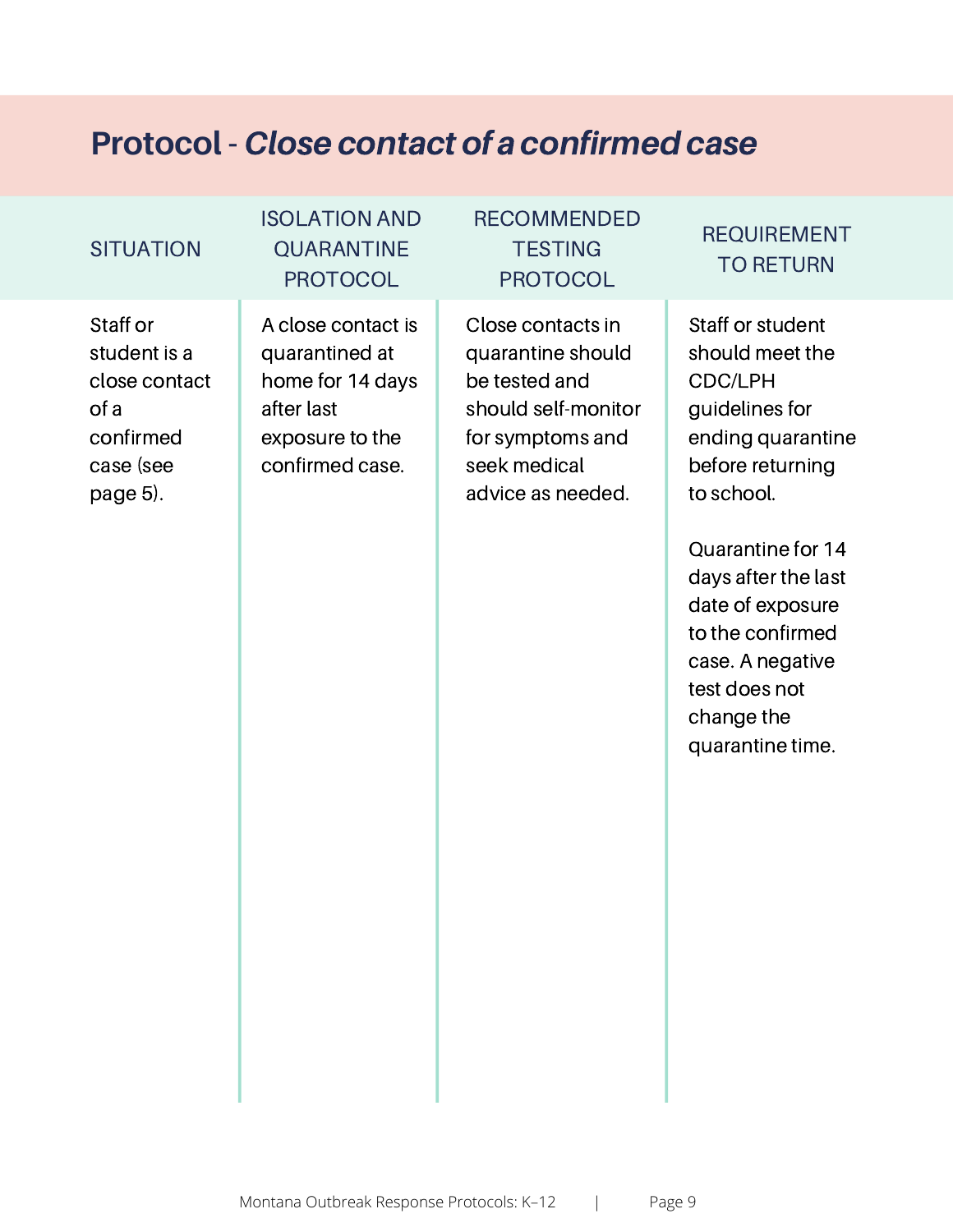## Protocol - *Close contact of a confirmed case*

| SITUATION | ISOLATION AND QUARANTINE PROTOCOL | RECOMMENDED TESTING PROTOCOL | REQUIREMENT TO RETURN |
|---|---|---|---|
| Staff or student is a close contact of a confirmed case (see page 5). | A close contact is quarantined at home for 14 days after last exposure to the confirmed case. | Close contacts in quarantine should be tested and should self-monitor for symptoms and seek medical advice as needed. | Staff or student should meet the CDC/LPH guidelines for ending quarantine before returning to school.<br><br>Quarantine for 14 days after the last date of exposure to the confirmed case. A negative test does not change the quarantine time. |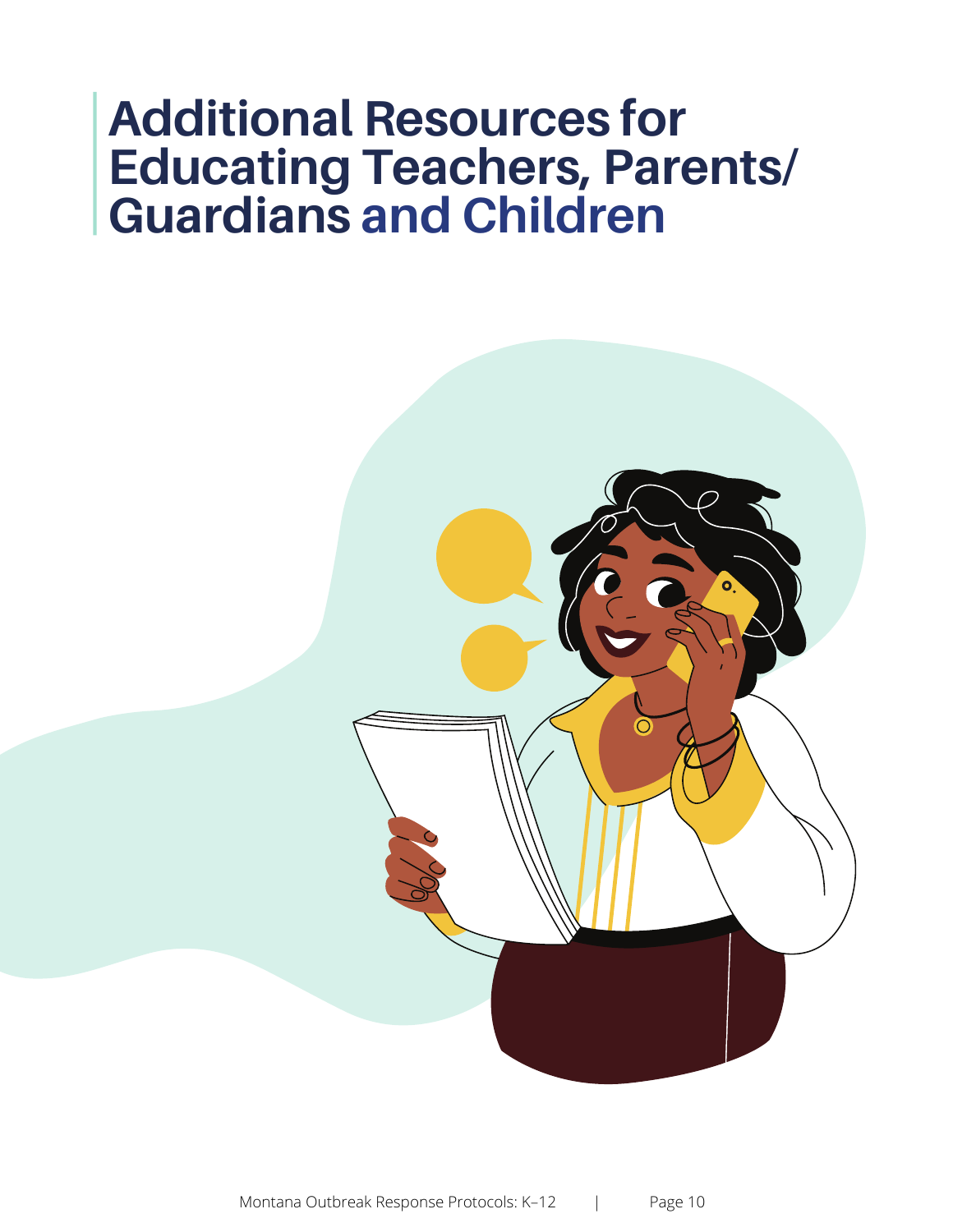# Additional Resources for Educating Teachers, Parents/ Guardians and Children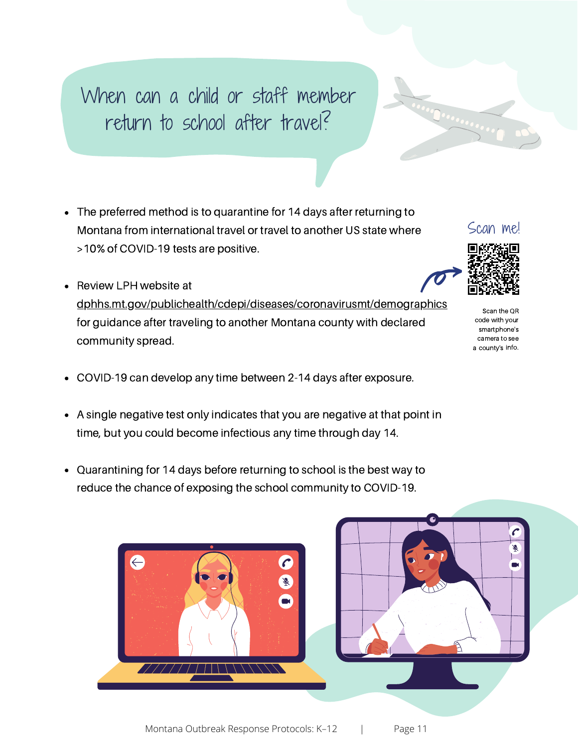# When can a child or staff member return to school after travel?

- The preferred method is to quarantine for 14 days after returning to Montana from international travel or travel to another US state where >10% of COVID-19 tests are positive.
- Review LPH website at dphhs.mt.gov/publichealth/cdepi/diseases/coronavirusmt/demographics for guidance after traveling to another Montana county with declared community spread.
- COVID-19 can develop any time between 2-14 days after exposure.
- A single negative test only indicates that you are negative at that point in time, but you could become infectious any time through day 14.
- Quarantining for 14 days before returning to school is the best way to reduce the chance of exposing the school community to COVID-19.

Scan me!

Scan the QR code with your smartphone's camera to see a county's info.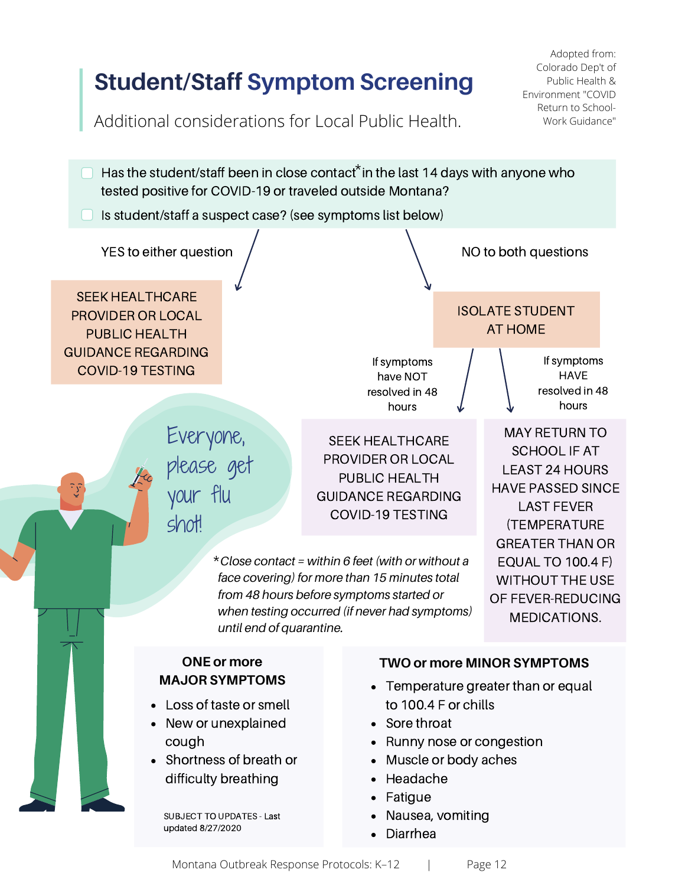# Student/Staff Symptom Screening

Additional considerations for Local Public Health.

Adopted from: Colorado Dept of Public Health & Environment "COVID Return to School-Work Guidance"

- [ ] Has the student/staff been in close contact* in the last 14 days with anyone who tested positive for COVID-19 or traveled outside Montana?
- [ ] Is student/staff a suspect case? (see symptoms list below)

**YES to either question**

SEEK HEALTHCARE PROVIDER OR LOCAL PUBLIC HEALTH GUIDANCE REGARDING COVID-19 TESTING

**NO to both questions**

ISOLATE STUDENT AT HOME

- If symptoms have NOT resolved in 48 hours: SEEK HEALTHCARE PROVIDER OR LOCAL PUBLIC HEALTH GUIDANCE REGARDING COVID-19 TESTING
- If symptoms HAVE resolved in 48 hours: MAY RETURN TO SCHOOL IF AT LEAST 24 HOURS HAVE PASSED SINCE LAST FEVER (TEMPERATURE GREATER THAN OR EQUAL TO 100.4 F) WITHOUT THE USE OF FEVER-REDUCING MEDICATIONS.

Everyone, please get your flu shot!

*\*Close contact = within 6 feet (with or without a face covering) for more than 15 minutes total from 48 hours before symptoms started or when testing occurred (if never had symptoms) until end of quarantine.*

**ONE or more MAJOR SYMPTOMS**

- Loss of taste or smell
- New or unexplained cough
- Shortness of breath or difficulty breathing

SUBJECT TO UPDATES - Last updated 8/27/2020

**TWO or more MINOR SYMPTOMS**

- Temperature greater than or equal to 100.4 F or chills
- Sore throat
- Runny nose or congestion
- Muscle or body aches
- Headache
- Fatigue
- Nausea, vomiting
- Diarrhea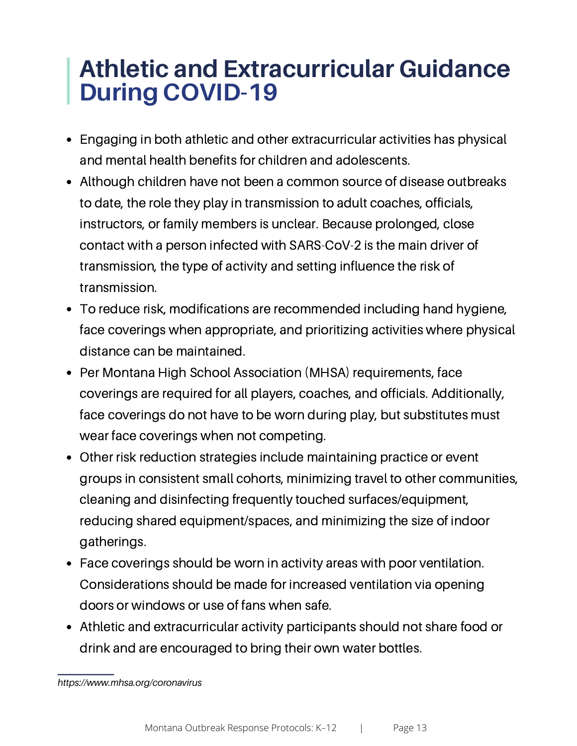# Athletic and Extracurricular Guidance During COVID-19

- Engaging in both athletic and other extracurricular activities has physical and mental health benefits for children and adolescents.
- Although children have not been a common source of disease outbreaks to date, the role they play in transmission to adult coaches, officials, instructors, or family members is unclear. Because prolonged, close contact with a person infected with SARS-CoV-2 is the main driver of transmission, the type of activity and setting influence the risk of transmission.
- To reduce risk, modifications are recommended including hand hygiene, face coverings when appropriate, and prioritizing activities where physical distance can be maintained.
- Per Montana High School Association (MHSA) requirements, face coverings are required for all players, coaches, and officials. Additionally, face coverings do not have to be worn during play, but substitutes must wear face coverings when not competing.
- Other risk reduction strategies include maintaining practice or event groups in consistent small cohorts, minimizing travel to other communities, cleaning and disinfecting frequently touched surfaces/equipment, reducing shared equipment/spaces, and minimizing the size of indoor gatherings.
- Face coverings should be worn in activity areas with poor ventilation. Considerations should be made for increased ventilation via opening doors or windows or use of fans when safe.
- Athletic and extracurricular activity participants should not share food or drink and are encouraged to bring their own water bottles.

---

*https://www.mhsa.org/coronavirus*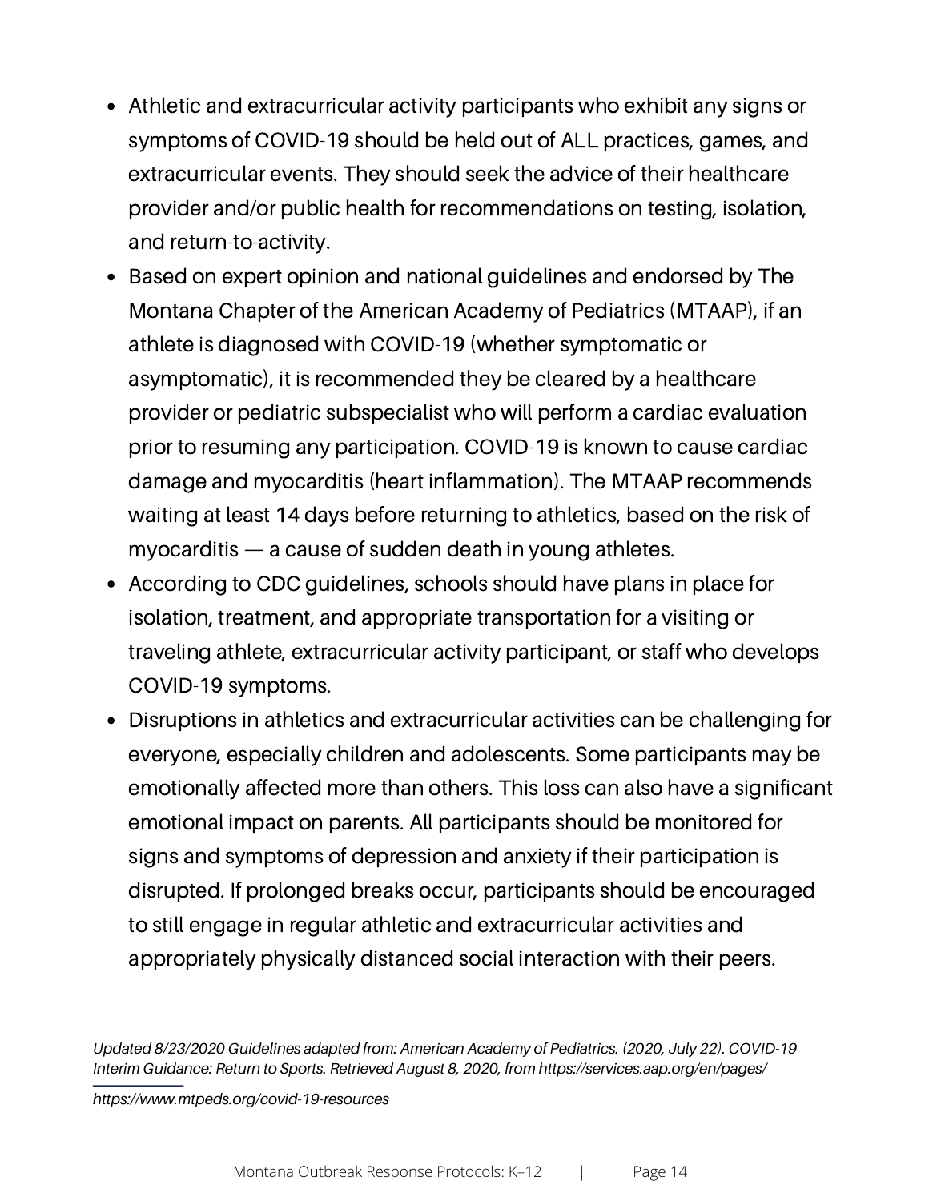- Athletic and extracurricular activity participants who exhibit any signs or symptoms of COVID-19 should be held out of ALL practices, games, and extracurricular events. They should seek the advice of their healthcare provider and/or public health for recommendations on testing, isolation, and return-to-activity.
- Based on expert opinion and national guidelines and endorsed by The Montana Chapter of the American Academy of Pediatrics (MTAAP), if an athlete is diagnosed with COVID-19 (whether symptomatic or asymptomatic), it is recommended they be cleared by a healthcare provider or pediatric subspecialist who will perform a cardiac evaluation prior to resuming any participation. COVID-19 is known to cause cardiac damage and myocarditis (heart inflammation). The MTAAP recommends waiting at least 14 days before returning to athletics, based on the risk of myocarditis — a cause of sudden death in young athletes.
- According to CDC guidelines, schools should have plans in place for isolation, treatment, and appropriate transportation for a visiting or traveling athlete, extracurricular activity participant, or staff who develops COVID-19 symptoms.
- Disruptions in athletics and extracurricular activities can be challenging for everyone, especially children and adolescents. Some participants may be emotionally affected more than others. This loss can also have a significant emotional impact on parents. All participants should be monitored for signs and symptoms of depression and anxiety if their participation is disrupted. If prolonged breaks occur, participants should be encouraged to still engage in regular athletic and extracurricular activities and appropriately physically distanced social interaction with their peers.

*Updated 8/23/2020 Guidelines adapted from: American Academy of Pediatrics. (2020, July 22). COVID-19 Interim Guidance: Return to Sports. Retrieved August 8, 2020, from https://services.aap.org/en/pages/*

*https://www.mtpeds.org/covid-19-resources*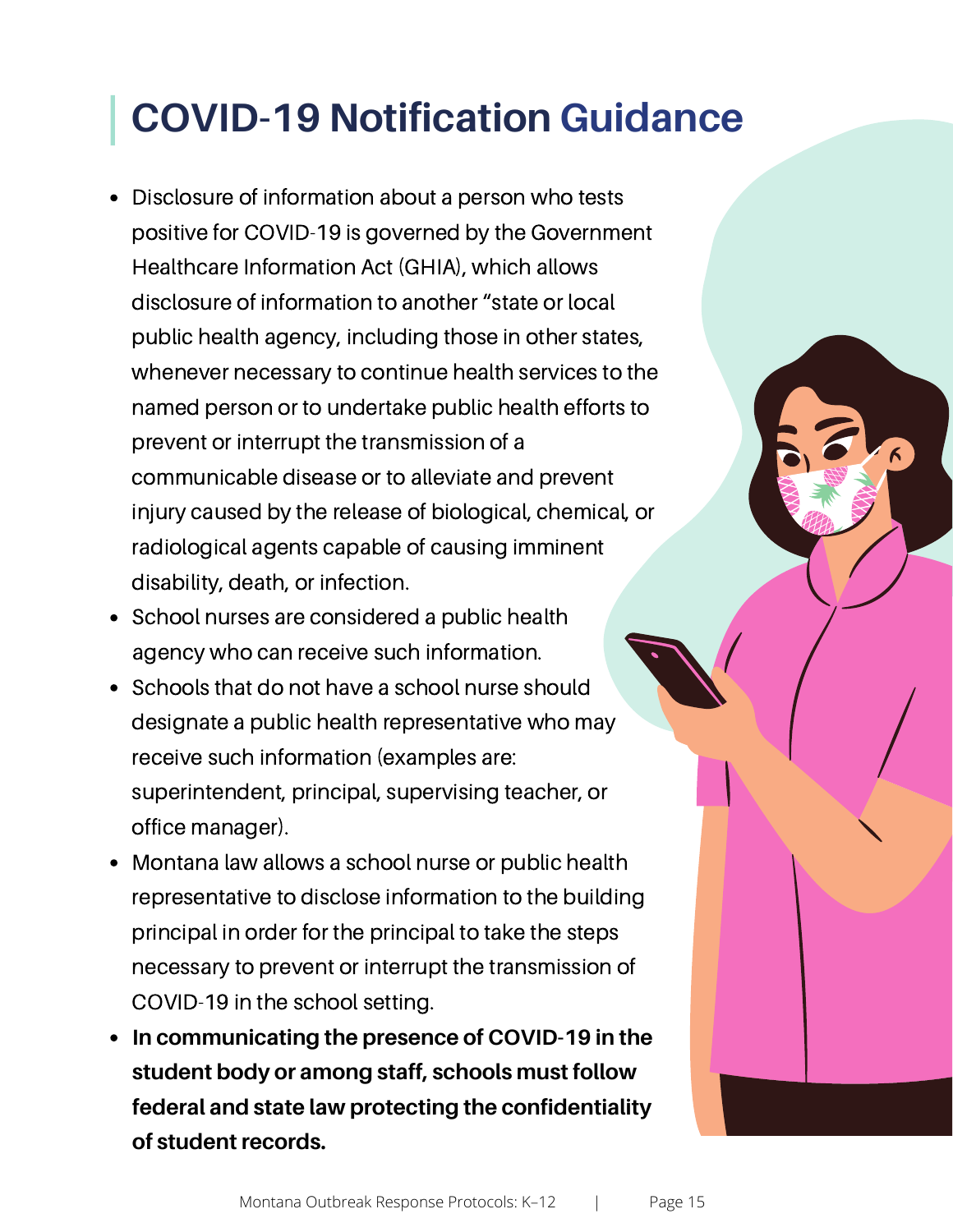# COVID-19 Notification Guidance

- Disclosure of information about a person who tests positive for COVID-19 is governed by the Government Healthcare Information Act (GHIA), which allows disclosure of information to another "state or local public health agency, including those in other states, whenever necessary to continue health services to the named person or to undertake public health efforts to prevent or interrupt the transmission of a communicable disease or to alleviate and prevent injury caused by the release of biological, chemical, or radiological agents capable of causing imminent disability, death, or infection.
- School nurses are considered a public health agency who can receive such information.
- Schools that do not have a school nurse should designate a public health representative who may receive such information (examples are: superintendent, principal, supervising teacher, or office manager).
- Montana law allows a school nurse or public health representative to disclose information to the building principal in order for the principal to take the steps necessary to prevent or interrupt the transmission of COVID-19 in the school setting.
- **In communicating the presence of COVID-19 in the student body or among staff, schools must follow federal and state law protecting the confidentiality of student records.**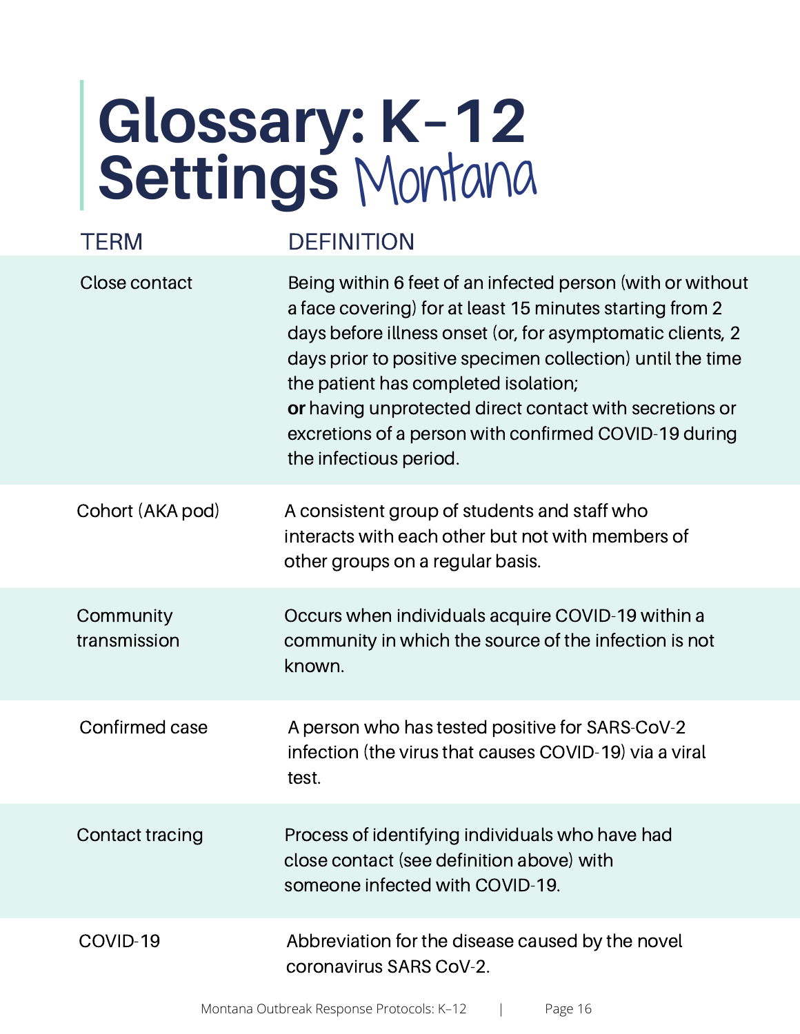# Glossary: K–12 Settings Montana

| TERM | DEFINITION |
| --- | --- |
| Close contact | Being within 6 feet of an infected person (with or without a face covering) for at least 15 minutes starting from 2 days before illness onset (or, for asymptomatic clients, 2 days prior to positive specimen collection) until the time the patient has completed isolation; **or** having unprotected direct contact with secretions or excretions of a person with confirmed COVID-19 during the infectious period. |
| Cohort (AKA pod) | A consistent group of students and staff who interacts with each other but not with members of other groups on a regular basis. |
| Community transmission | Occurs when individuals acquire COVID-19 within a community in which the source of the infection is not known. |
| Confirmed case | A person who has tested positive for SARS-CoV-2 infection (the virus that causes COVID-19) via a viral test. |
| Contact tracing | Process of identifying individuals who have had close contact (see definition above) with someone infected with COVID-19. |
| COVID-19 | Abbreviation for the disease caused by the novel coronavirus SARS CoV-2. |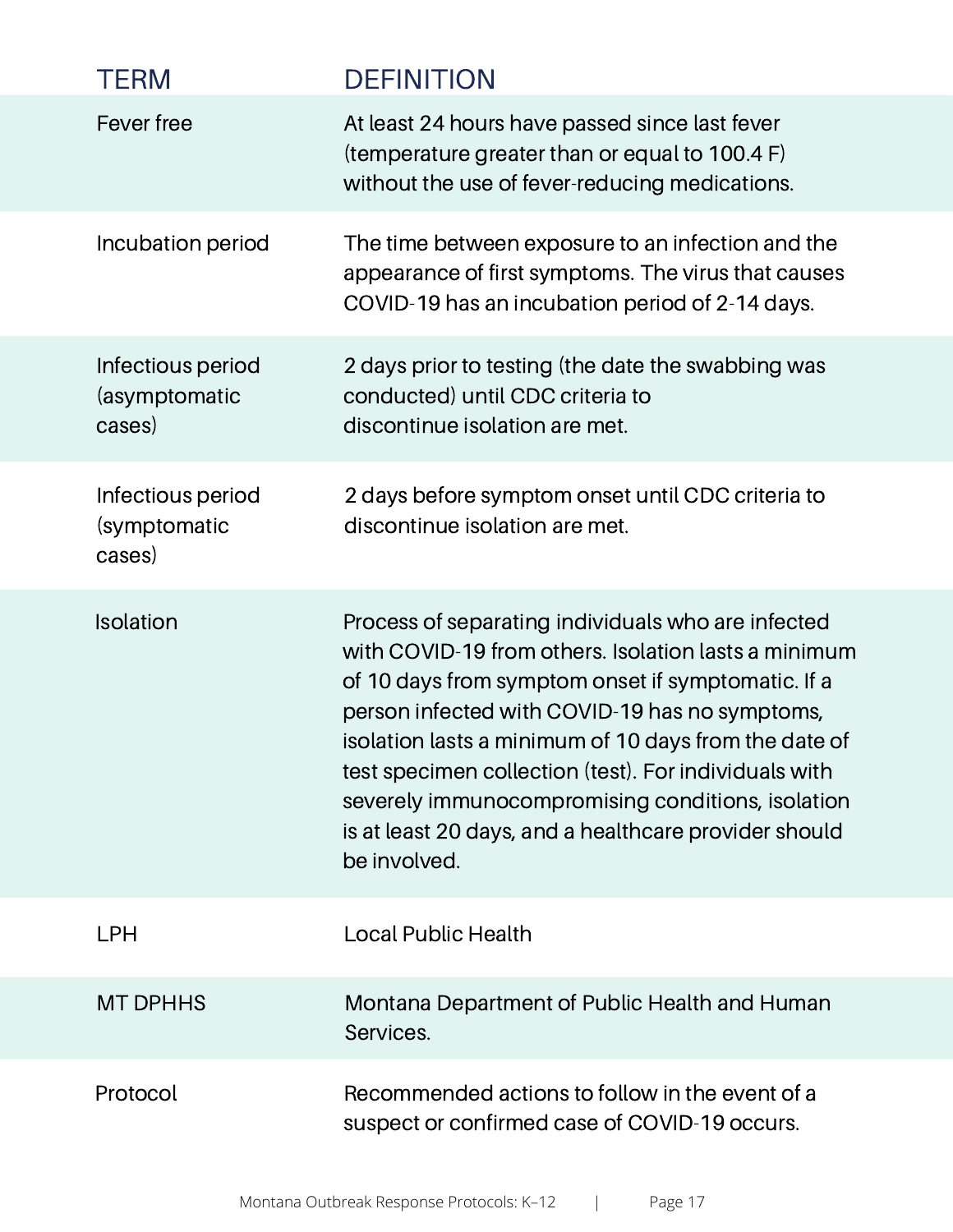| TERM | DEFINITION |
| --- | --- |
| Fever free | At least 24 hours have passed since last fever (temperature greater than or equal to 100.4 F) without the use of fever-reducing medications. |
| Incubation period | The time between exposure to an infection and the appearance of first symptoms. The virus that causes COVID-19 has an incubation period of 2-14 days. |
| Infectious period (asymptomatic cases) | 2 days prior to testing (the date the swabbing was conducted) until CDC criteria to discontinue isolation are met. |
| Infectious period (symptomatic cases) | 2 days before symptom onset until CDC criteria to discontinue isolation are met. |
| Isolation | Process of separating individuals who are infected with COVID-19 from others. Isolation lasts a minimum of 10 days from symptom onset if symptomatic. If a person infected with COVID-19 has no symptoms, isolation lasts a minimum of 10 days from the date of test specimen collection (test). For individuals with severely immunocompromising conditions, isolation is at least 20 days, and a healthcare provider should be involved. |
| LPH | Local Public Health |
| MT DPHHS | Montana Department of Public Health and Human Services. |
| Protocol | Recommended actions to follow in the event of a suspect or confirmed case of COVID-19 occurs. |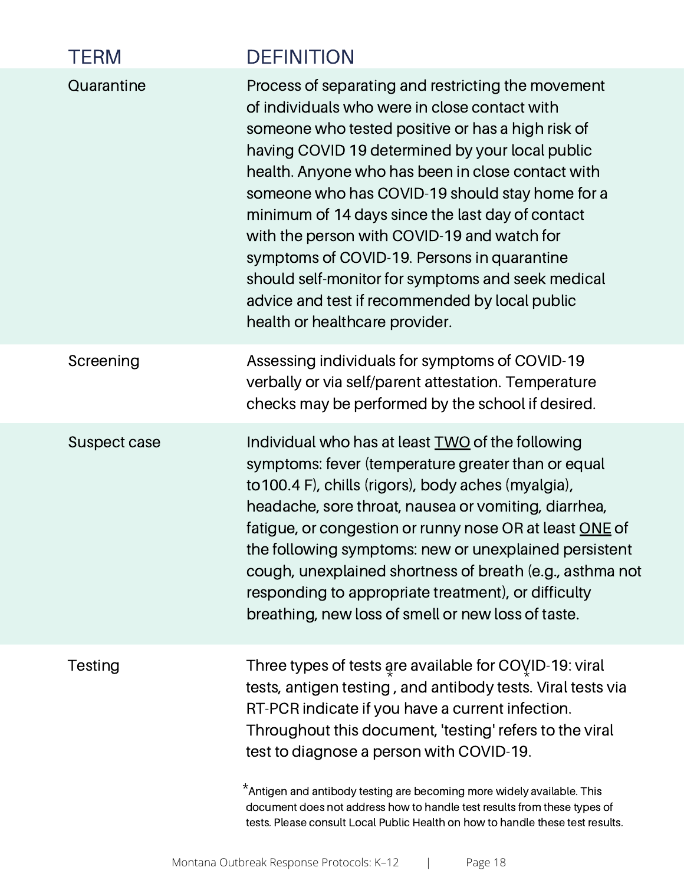| TERM | DEFINITION |
| --- | --- |
| Quarantine | Process of separating and restricting the movement of individuals who were in close contact with someone who tested positive or has a high risk of having COVID 19 determined by your local public health. Anyone who has been in close contact with someone who has COVID-19 should stay home for a minimum of 14 days since the last day of contact with the person with COVID-19 and watch for symptoms of COVID-19. Persons in quarantine should self-monitor for symptoms and seek medical advice and test if recommended by local public health or healthcare provider. |
| Screening | Assessing individuals for symptoms of COVID-19 verbally or via self/parent attestation. Temperature checks may be performed by the school if desired. |
| Suspect case | Individual who has at least <u>TWO</u> of the following symptoms: fever (temperature greater than or equal to100.4 F), chills (rigors), body aches (myalgia), headache, sore throat, nausea or vomiting, diarrhea, fatigue, or congestion or runny nose OR at least <u>ONE</u> of the following symptoms: new or unexplained persistent cough, unexplained shortness of breath (e.g., asthma not responding to appropriate treatment), or difficulty breathing, new loss of smell or new loss of taste. |
| Testing | Three types of tests are available for COVID-19: viral tests, antigen testing*, and antibody tests*. Viral tests via RT-PCR indicate if you have a current infection. Throughout this document, 'testing' refers to the viral test to diagnose a person with COVID-19.<br><br>*Antigen and antibody testing are becoming more widely available. This document does not address how to handle test results from these types of tests. Please consult Local Public Health on how to handle these test results. |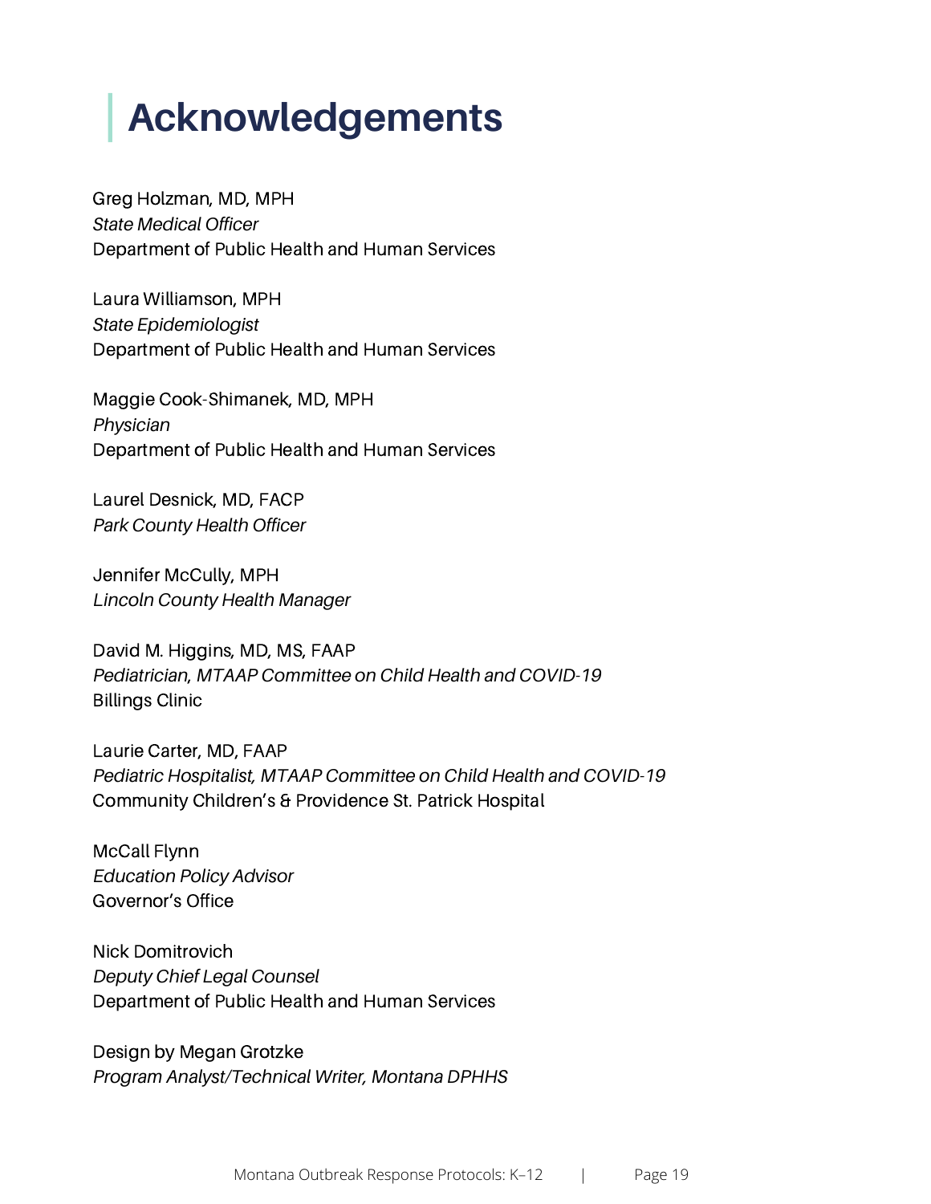# Acknowledgements

Greg Holzman, MD, MPH  
*State Medical Officer*  
Department of Public Health and Human Services

Laura Williamson, MPH  
*State Epidemiologist*  
Department of Public Health and Human Services

Maggie Cook-Shimanek, MD, MPH  
*Physician*  
Department of Public Health and Human Services

Laurel Desnick, MD, FACP  
*Park County Health Officer*

Jennifer McCully, MPH  
*Lincoln County Health Manager*

David M. Higgins, MD, MS, FAAP  
*Pediatrician, MTAAP Committee on Child Health and COVID-19*  
Billings Clinic

Laurie Carter, MD, FAAP  
*Pediatric Hospitalist, MTAAP Committee on Child Health and COVID-19*  
Community Children's & Providence St. Patrick Hospital

McCall Flynn  
*Education Policy Advisor*  
Governor's Office

Nick Domitrovich  
*Deputy Chief Legal Counsel*  
Department of Public Health and Human Services

Design by Megan Grotzke  
*Program Analyst/Technical Writer, Montana DPHHS*